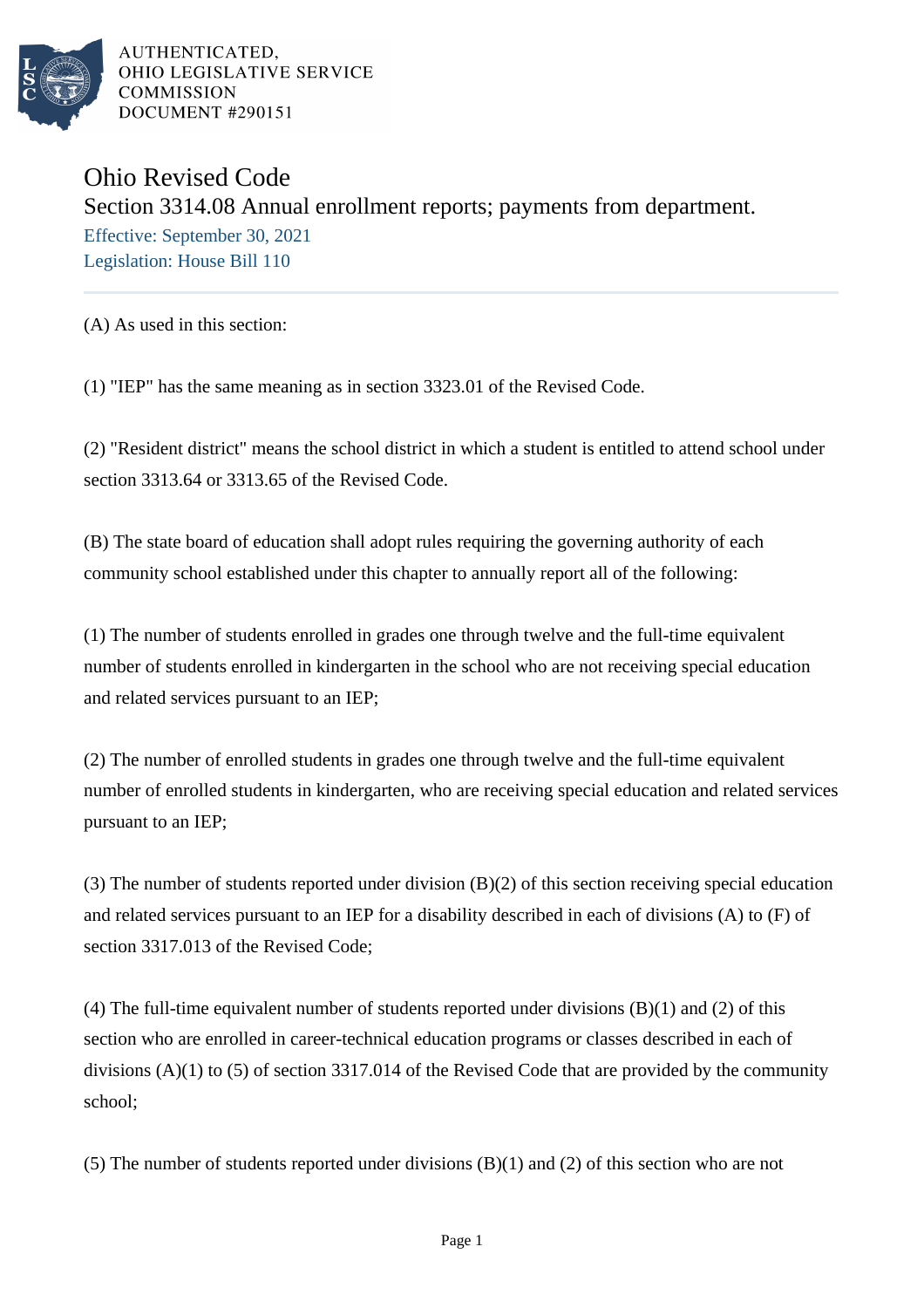AUTHENTICATED,
OHIO LEGISLATIVE SERVICE
COMMISSION
DOCUMENT #290151

# Ohio Revised Code

## Section 3314.08 Annual enrollment reports; payments from department.

Effective: September 30, 2021

Legislation: House Bill 110

(A) As used in this section:

(1) "IEP" has the same meaning as in section 3323.01 of the Revised Code.

(2) "Resident district" means the school district in which a student is entitled to attend school under section 3313.64 or 3313.65 of the Revised Code.

(B) The state board of education shall adopt rules requiring the governing authority of each community school established under this chapter to annually report all of the following:

(1) The number of students enrolled in grades one through twelve and the full-time equivalent number of students enrolled in kindergarten in the school who are not receiving special education and related services pursuant to an IEP;

(2) The number of enrolled students in grades one through twelve and the full-time equivalent number of enrolled students in kindergarten, who are receiving special education and related services pursuant to an IEP;

(3) The number of students reported under division (B)(2) of this section receiving special education and related services pursuant to an IEP for a disability described in each of divisions (A) to (F) of section 3317.013 of the Revised Code;

(4) The full-time equivalent number of students reported under divisions (B)(1) and (2) of this section who are enrolled in career-technical education programs or classes described in each of divisions (A)(1) to (5) of section 3317.014 of the Revised Code that are provided by the community school;

(5) The number of students reported under divisions (B)(1) and (2) of this section who are not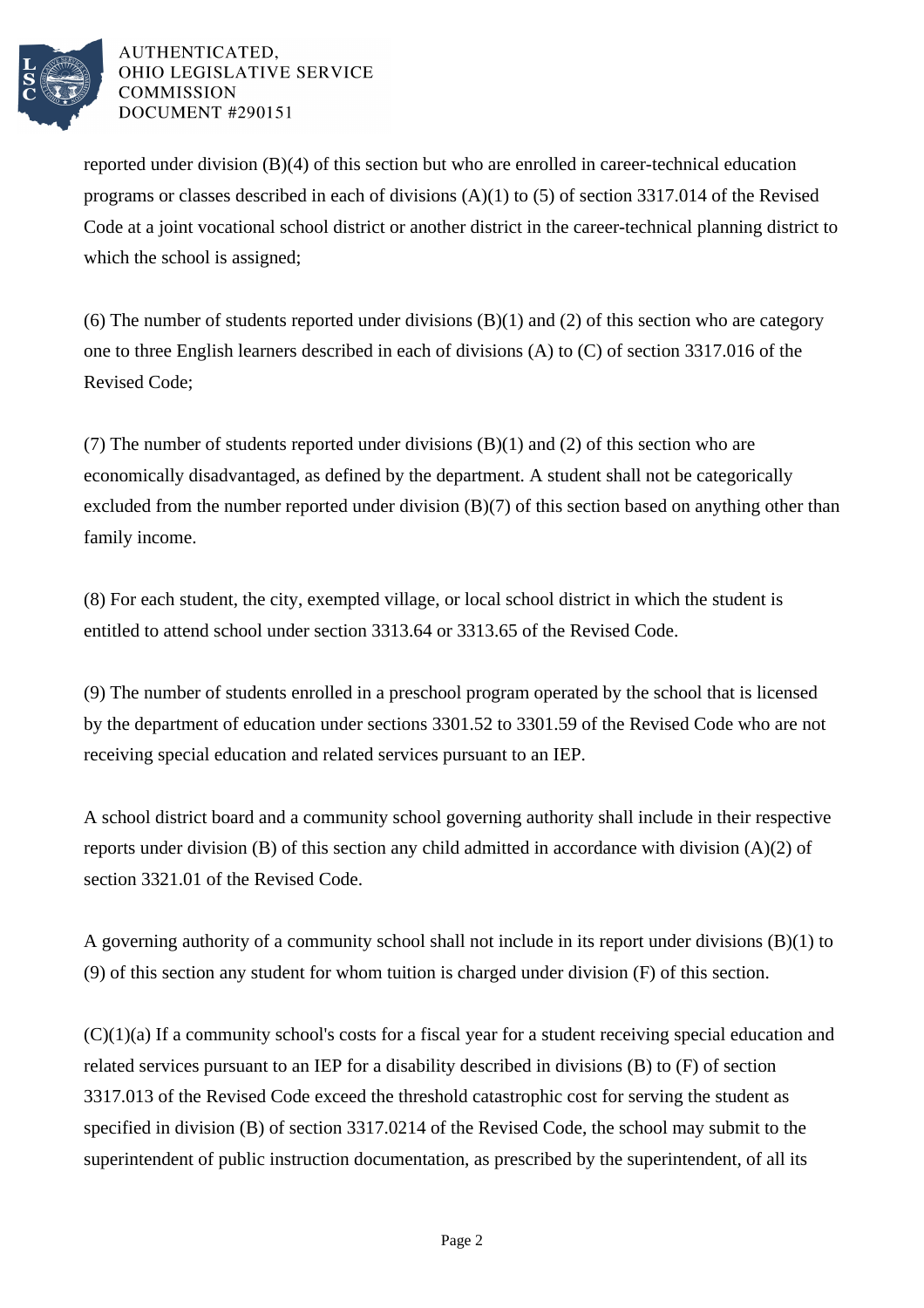reported under division (B)(4) of this section but who are enrolled in career-technical education programs or classes described in each of divisions (A)(1) to (5) of section 3317.014 of the Revised Code at a joint vocational school district or another district in the career-technical planning district to which the school is assigned;

(6) The number of students reported under divisions (B)(1) and (2) of this section who are category one to three English learners described in each of divisions (A) to (C) of section 3317.016 of the Revised Code;

(7) The number of students reported under divisions (B)(1) and (2) of this section who are economically disadvantaged, as defined by the department. A student shall not be categorically excluded from the number reported under division (B)(7) of this section based on anything other than family income.

(8) For each student, the city, exempted village, or local school district in which the student is entitled to attend school under section 3313.64 or 3313.65 of the Revised Code.

(9) The number of students enrolled in a preschool program operated by the school that is licensed by the department of education under sections 3301.52 to 3301.59 of the Revised Code who are not receiving special education and related services pursuant to an IEP.

A school district board and a community school governing authority shall include in their respective reports under division (B) of this section any child admitted in accordance with division (A)(2) of section 3321.01 of the Revised Code.

A governing authority of a community school shall not include in its report under divisions (B)(1) to (9) of this section any student for whom tuition is charged under division (F) of this section.

(C)(1)(a) If a community school's costs for a fiscal year for a student receiving special education and related services pursuant to an IEP for a disability described in divisions (B) to (F) of section 3317.013 of the Revised Code exceed the threshold catastrophic cost for serving the student as specified in division (B) of section 3317.0214 of the Revised Code, the school may submit to the superintendent of public instruction documentation, as prescribed by the superintendent, of all its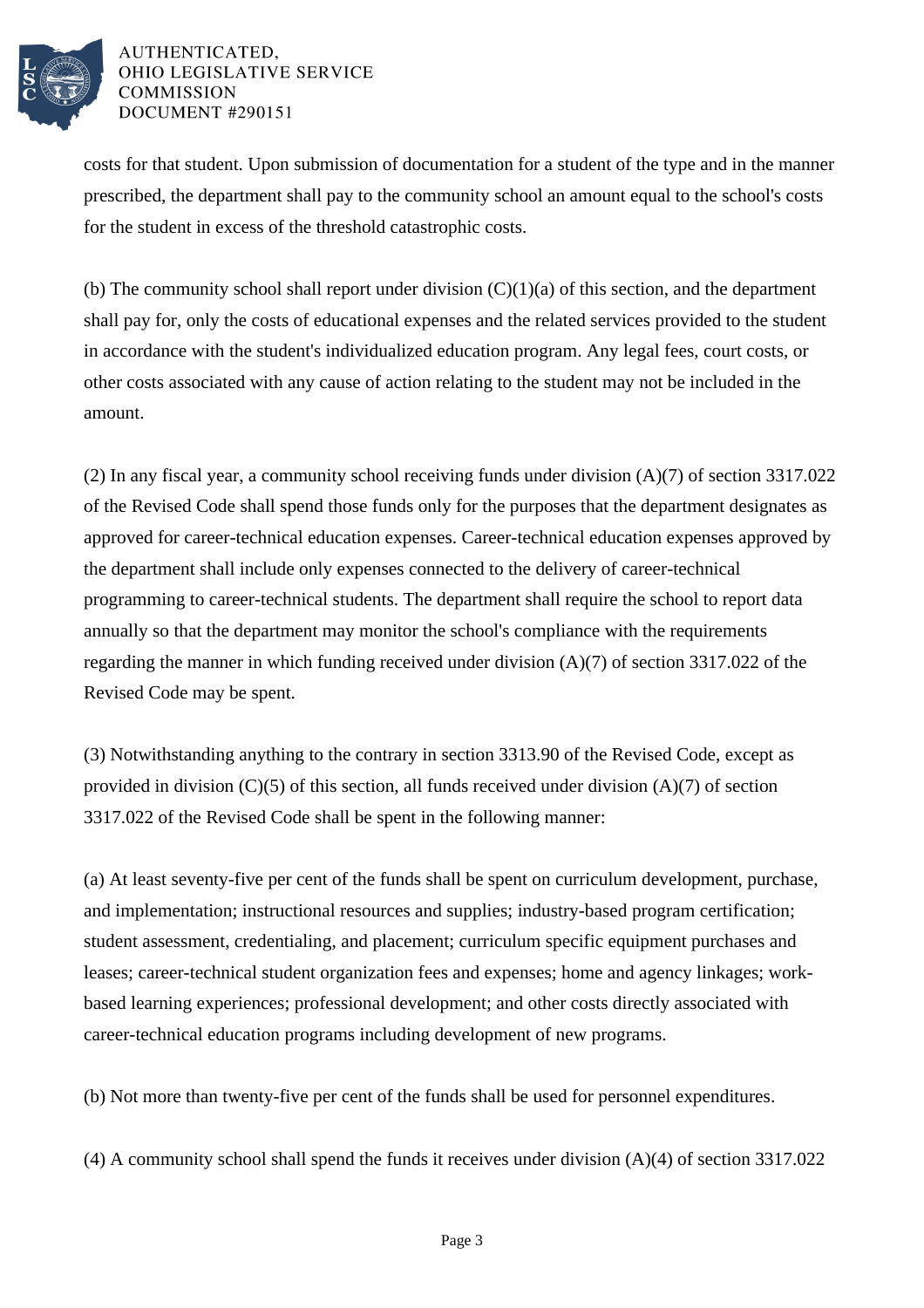costs for that student. Upon submission of documentation for a student of the type and in the manner prescribed, the department shall pay to the community school an amount equal to the school's costs for the student in excess of the threshold catastrophic costs.

(b) The community school shall report under division (C)(1)(a) of this section, and the department shall pay for, only the costs of educational expenses and the related services provided to the student in accordance with the student's individualized education program. Any legal fees, court costs, or other costs associated with any cause of action relating to the student may not be included in the amount.

(2) In any fiscal year, a community school receiving funds under division (A)(7) of section 3317.022 of the Revised Code shall spend those funds only for the purposes that the department designates as approved for career-technical education expenses. Career-technical education expenses approved by the department shall include only expenses connected to the delivery of career-technical programming to career-technical students. The department shall require the school to report data annually so that the department may monitor the school's compliance with the requirements regarding the manner in which funding received under division (A)(7) of section 3317.022 of the Revised Code may be spent.

(3) Notwithstanding anything to the contrary in section 3313.90 of the Revised Code, except as provided in division (C)(5) of this section, all funds received under division (A)(7) of section 3317.022 of the Revised Code shall be spent in the following manner:

(a) At least seventy-five per cent of the funds shall be spent on curriculum development, purchase, and implementation; instructional resources and supplies; industry-based program certification; student assessment, credentialing, and placement; curriculum specific equipment purchases and leases; career-technical student organization fees and expenses; home and agency linkages; work-based learning experiences; professional development; and other costs directly associated with career-technical education programs including development of new programs.

(b) Not more than twenty-five per cent of the funds shall be used for personnel expenditures.

(4) A community school shall spend the funds it receives under division (A)(4) of section 3317.022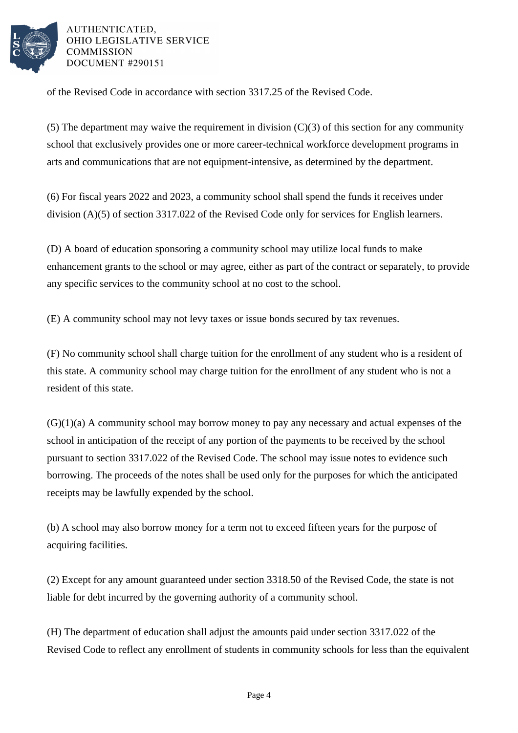of the Revised Code in accordance with section 3317.25 of the Revised Code.

(5) The department may waive the requirement in division (C)(3) of this section for any community school that exclusively provides one or more career-technical workforce development programs in arts and communications that are not equipment-intensive, as determined by the department.

(6) For fiscal years 2022 and 2023, a community school shall spend the funds it receives under division (A)(5) of section 3317.022 of the Revised Code only for services for English learners.

(D) A board of education sponsoring a community school may utilize local funds to make enhancement grants to the school or may agree, either as part of the contract or separately, to provide any specific services to the community school at no cost to the school.

(E) A community school may not levy taxes or issue bonds secured by tax revenues.

(F) No community school shall charge tuition for the enrollment of any student who is a resident of this state. A community school may charge tuition for the enrollment of any student who is not a resident of this state.

(G)(1)(a) A community school may borrow money to pay any necessary and actual expenses of the school in anticipation of the receipt of any portion of the payments to be received by the school pursuant to section 3317.022 of the Revised Code. The school may issue notes to evidence such borrowing. The proceeds of the notes shall be used only for the purposes for which the anticipated receipts may be lawfully expended by the school.

(b) A school may also borrow money for a term not to exceed fifteen years for the purpose of acquiring facilities.

(2) Except for any amount guaranteed under section 3318.50 of the Revised Code, the state is not liable for debt incurred by the governing authority of a community school.

(H) The department of education shall adjust the amounts paid under section 3317.022 of the Revised Code to reflect any enrollment of students in community schools for less than the equivalent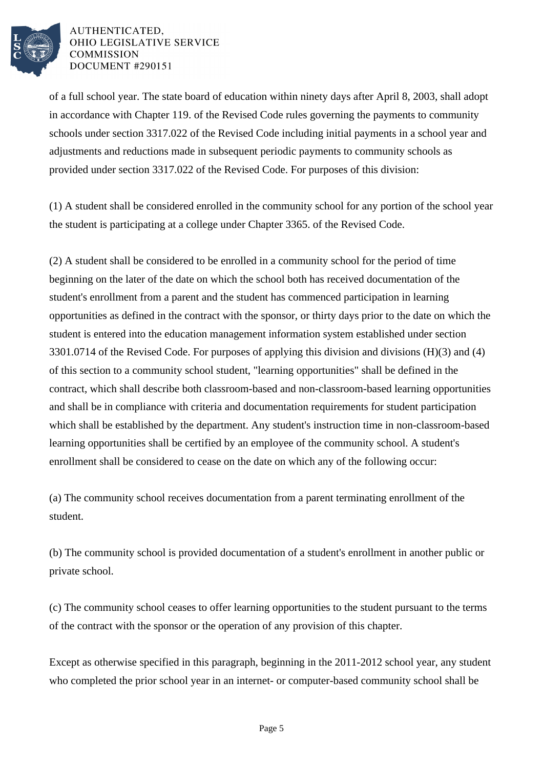of a full school year. The state board of education within ninety days after April 8, 2003, shall adopt in accordance with Chapter 119. of the Revised Code rules governing the payments to community schools under section 3317.022 of the Revised Code including initial payments in a school year and adjustments and reductions made in subsequent periodic payments to community schools as provided under section 3317.022 of the Revised Code. For purposes of this division:

(1) A student shall be considered enrolled in the community school for any portion of the school year the student is participating at a college under Chapter 3365. of the Revised Code.

(2) A student shall be considered to be enrolled in a community school for the period of time beginning on the later of the date on which the school both has received documentation of the student's enrollment from a parent and the student has commenced participation in learning opportunities as defined in the contract with the sponsor, or thirty days prior to the date on which the student is entered into the education management information system established under section 3301.0714 of the Revised Code. For purposes of applying this division and divisions (H)(3) and (4) of this section to a community school student, "learning opportunities" shall be defined in the contract, which shall describe both classroom-based and non-classroom-based learning opportunities and shall be in compliance with criteria and documentation requirements for student participation which shall be established by the department. Any student's instruction time in non-classroom-based learning opportunities shall be certified by an employee of the community school. A student's enrollment shall be considered to cease on the date on which any of the following occur:

(a) The community school receives documentation from a parent terminating enrollment of the student.

(b) The community school is provided documentation of a student's enrollment in another public or private school.

(c) The community school ceases to offer learning opportunities to the student pursuant to the terms of the contract with the sponsor or the operation of any provision of this chapter.

Except as otherwise specified in this paragraph, beginning in the 2011-2012 school year, any student who completed the prior school year in an internet- or computer-based community school shall be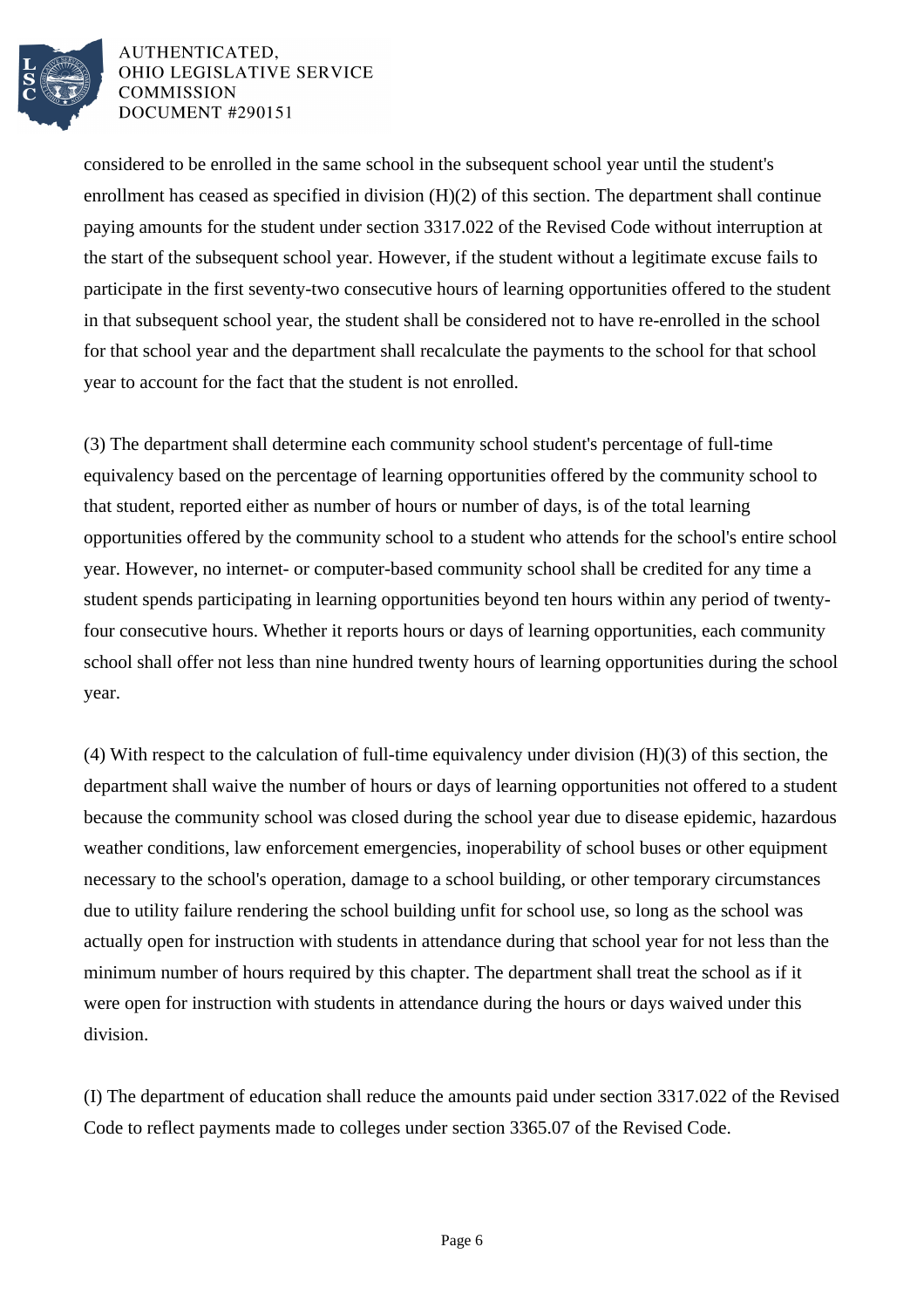considered to be enrolled in the same school in the subsequent school year until the student's enrollment has ceased as specified in division (H)(2) of this section. The department shall continue paying amounts for the student under section 3317.022 of the Revised Code without interruption at the start of the subsequent school year. However, if the student without a legitimate excuse fails to participate in the first seventy-two consecutive hours of learning opportunities offered to the student in that subsequent school year, the student shall be considered not to have re-enrolled in the school for that school year and the department shall recalculate the payments to the school for that school year to account for the fact that the student is not enrolled.

(3) The department shall determine each community school student's percentage of full-time equivalency based on the percentage of learning opportunities offered by the community school to that student, reported either as number of hours or number of days, is of the total learning opportunities offered by the community school to a student who attends for the school's entire school year. However, no internet- or computer-based community school shall be credited for any time a student spends participating in learning opportunities beyond ten hours within any period of twenty-four consecutive hours. Whether it reports hours or days of learning opportunities, each community school shall offer not less than nine hundred twenty hours of learning opportunities during the school year.

(4) With respect to the calculation of full-time equivalency under division (H)(3) of this section, the department shall waive the number of hours or days of learning opportunities not offered to a student because the community school was closed during the school year due to disease epidemic, hazardous weather conditions, law enforcement emergencies, inoperability of school buses or other equipment necessary to the school's operation, damage to a school building, or other temporary circumstances due to utility failure rendering the school building unfit for school use, so long as the school was actually open for instruction with students in attendance during that school year for not less than the minimum number of hours required by this chapter. The department shall treat the school as if it were open for instruction with students in attendance during the hours or days waived under this division.

(I) The department of education shall reduce the amounts paid under section 3317.022 of the Revised Code to reflect payments made to colleges under section 3365.07 of the Revised Code.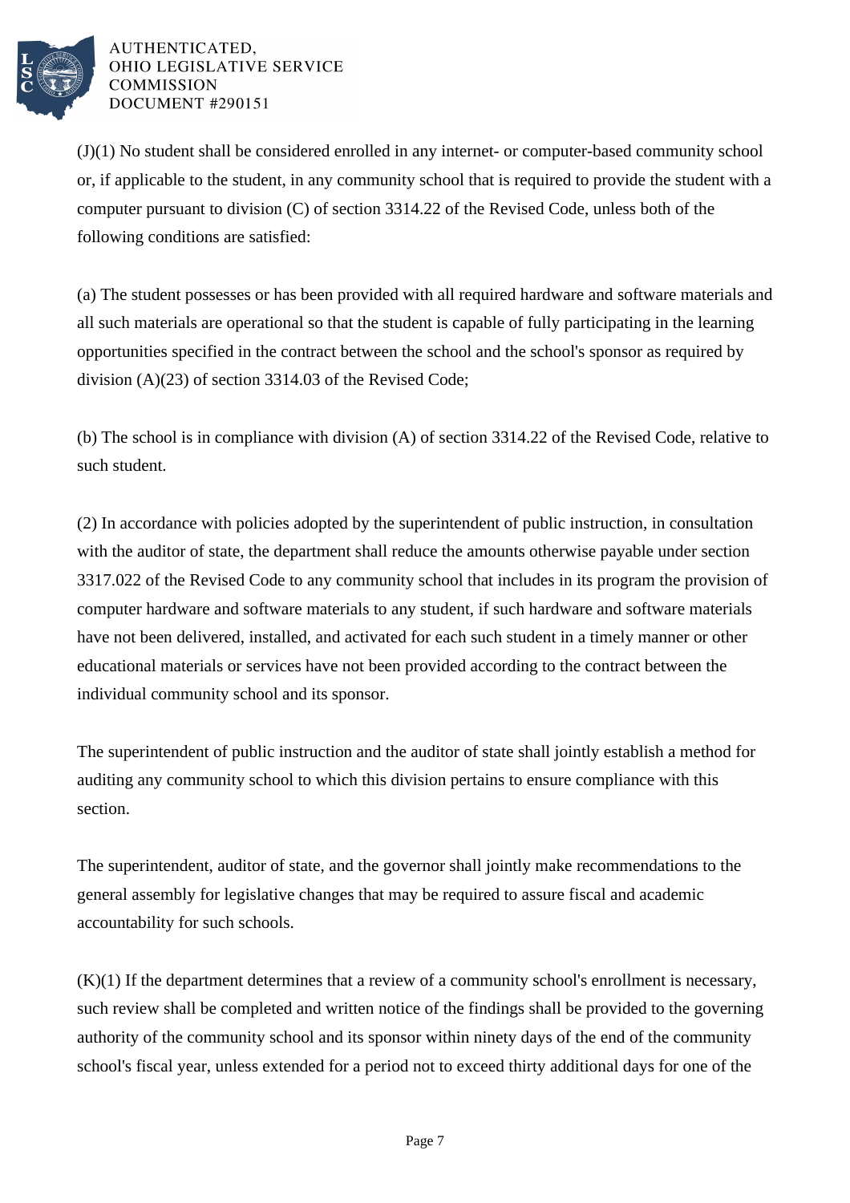(J)(1) No student shall be considered enrolled in any internet- or computer-based community school or, if applicable to the student, in any community school that is required to provide the student with a computer pursuant to division (C) of section 3314.22 of the Revised Code, unless both of the following conditions are satisfied:

(a) The student possesses or has been provided with all required hardware and software materials and all such materials are operational so that the student is capable of fully participating in the learning opportunities specified in the contract between the school and the school's sponsor as required by division (A)(23) of section 3314.03 of the Revised Code;

(b) The school is in compliance with division (A) of section 3314.22 of the Revised Code, relative to such student.

(2) In accordance with policies adopted by the superintendent of public instruction, in consultation with the auditor of state, the department shall reduce the amounts otherwise payable under section 3317.022 of the Revised Code to any community school that includes in its program the provision of computer hardware and software materials to any student, if such hardware and software materials have not been delivered, installed, and activated for each such student in a timely manner or other educational materials or services have not been provided according to the contract between the individual community school and its sponsor.

The superintendent of public instruction and the auditor of state shall jointly establish a method for auditing any community school to which this division pertains to ensure compliance with this section.

The superintendent, auditor of state, and the governor shall jointly make recommendations to the general assembly for legislative changes that may be required to assure fiscal and academic accountability for such schools.

(K)(1) If the department determines that a review of a community school's enrollment is necessary, such review shall be completed and written notice of the findings shall be provided to the governing authority of the community school and its sponsor within ninety days of the end of the community school's fiscal year, unless extended for a period not to exceed thirty additional days for one of the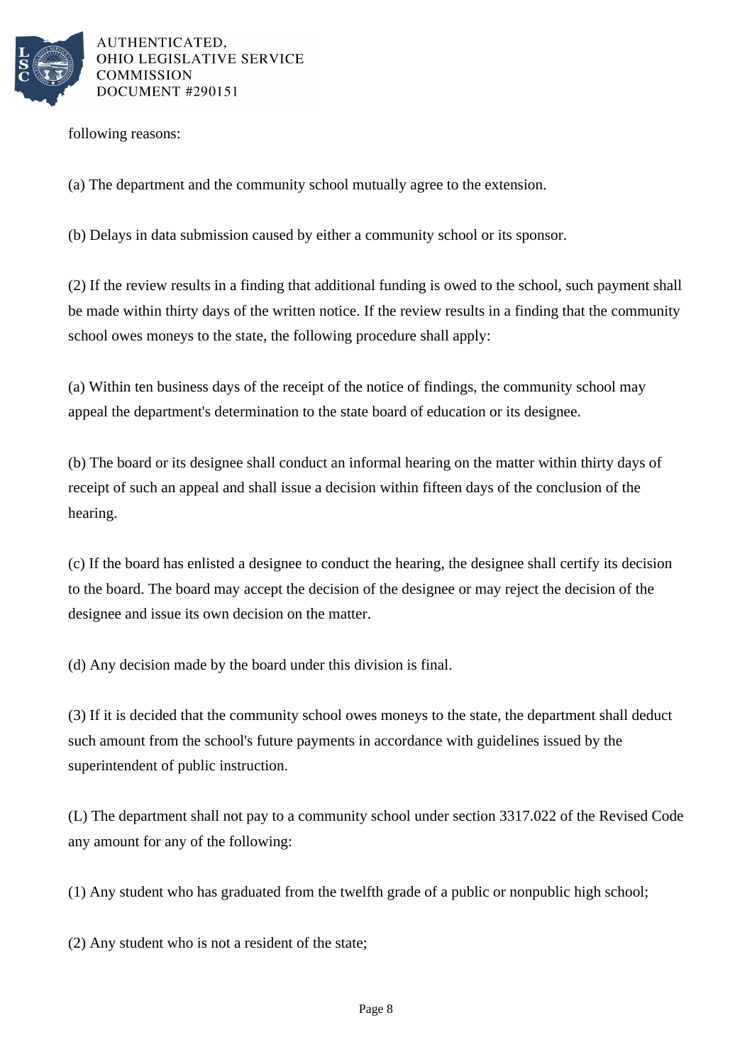following reasons:

(a) The department and the community school mutually agree to the extension.

(b) Delays in data submission caused by either a community school or its sponsor.

(2) If the review results in a finding that additional funding is owed to the school, such payment shall be made within thirty days of the written notice. If the review results in a finding that the community school owes moneys to the state, the following procedure shall apply:

(a) Within ten business days of the receipt of the notice of findings, the community school may appeal the department's determination to the state board of education or its designee.

(b) The board or its designee shall conduct an informal hearing on the matter within thirty days of receipt of such an appeal and shall issue a decision within fifteen days of the conclusion of the hearing.

(c) If the board has enlisted a designee to conduct the hearing, the designee shall certify its decision to the board. The board may accept the decision of the designee or may reject the decision of the designee and issue its own decision on the matter.

(d) Any decision made by the board under this division is final.

(3) If it is decided that the community school owes moneys to the state, the department shall deduct such amount from the school's future payments in accordance with guidelines issued by the superintendent of public instruction.

(L) The department shall not pay to a community school under section 3317.022 of the Revised Code any amount for any of the following:

(1) Any student who has graduated from the twelfth grade of a public or nonpublic high school;

(2) Any student who is not a resident of the state;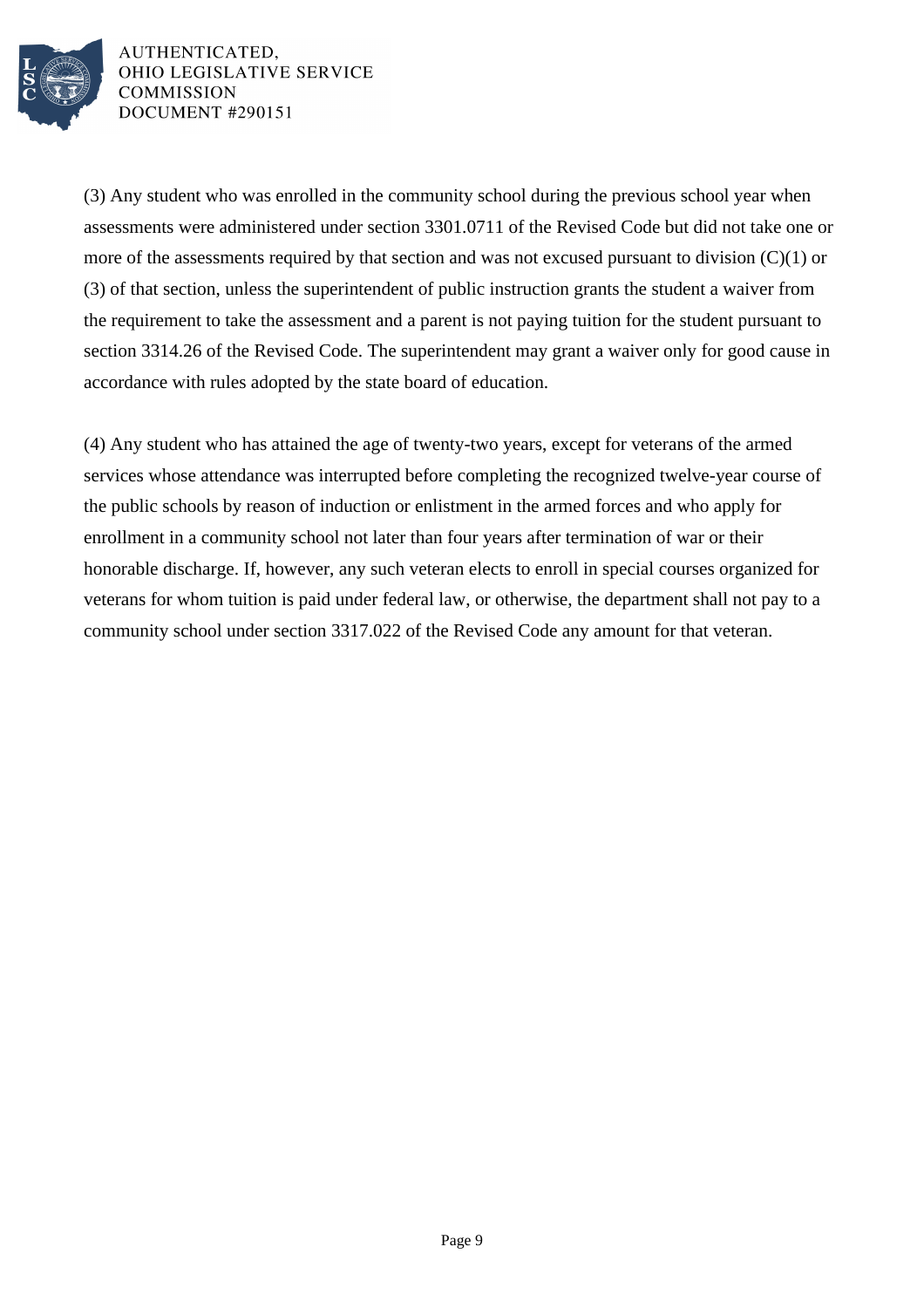(3) Any student who was enrolled in the community school during the previous school year when assessments were administered under section 3301.0711 of the Revised Code but did not take one or more of the assessments required by that section and was not excused pursuant to division (C)(1) or (3) of that section, unless the superintendent of public instruction grants the student a waiver from the requirement to take the assessment and a parent is not paying tuition for the student pursuant to section 3314.26 of the Revised Code. The superintendent may grant a waiver only for good cause in accordance with rules adopted by the state board of education.

(4) Any student who has attained the age of twenty-two years, except for veterans of the armed services whose attendance was interrupted before completing the recognized twelve-year course of the public schools by reason of induction or enlistment in the armed forces and who apply for enrollment in a community school not later than four years after termination of war or their honorable discharge. If, however, any such veteran elects to enroll in special courses organized for veterans for whom tuition is paid under federal law, or otherwise, the department shall not pay to a community school under section 3317.022 of the Revised Code any amount for that veteran.